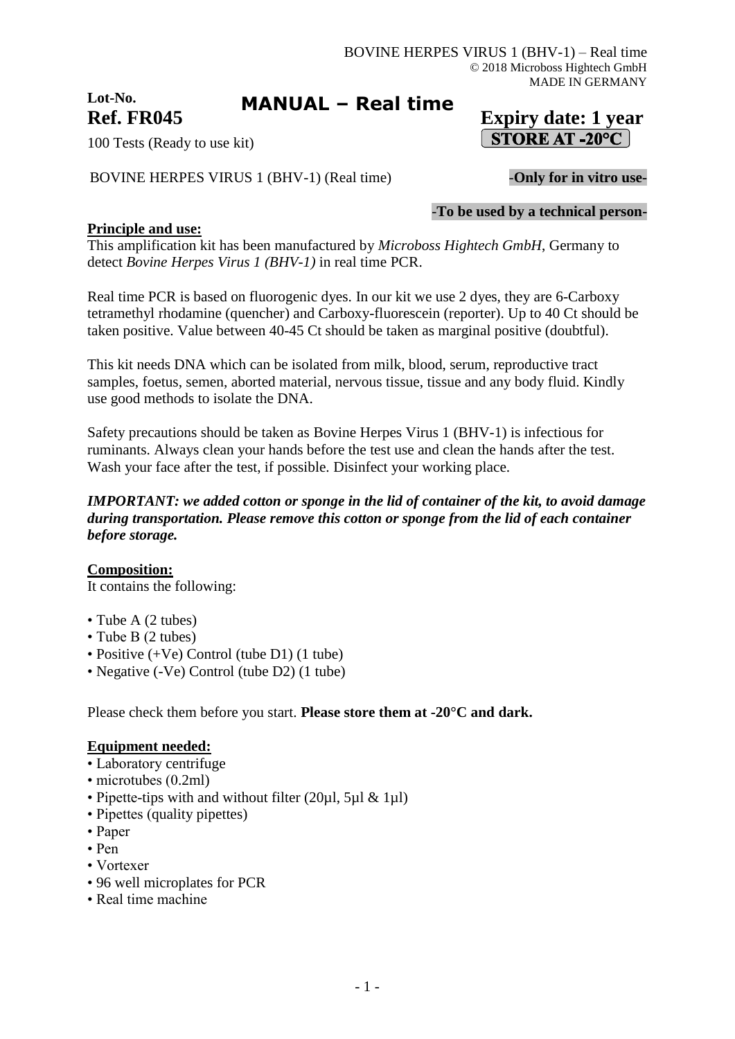BOVINE HERPES VIRUS 1 (BHV-1) – Real time
© 2018 Microboss Hightech GmbH
MADE IN GERMANY

**Lot-No.**

**Ref. FR045**

# MANUAL – Real time

**Expiry date: 1 year**

**STORE AT -20°C**

100 Tests (Ready to use kit)

BOVINE HERPES VIRUS 1 (BHV-1) (Real time)

**-Only for in vitro use-**

**-To be used by a technical person-**

## Principle and use:

This amplification kit has been manufactured by *Microboss Hightech GmbH*, Germany to detect *Bovine Herpes Virus 1 (BHV-1)* in real time PCR.

Real time PCR is based on fluorogenic dyes. In our kit we use 2 dyes, they are 6-Carboxy tetramethyl rhodamine (quencher) and Carboxy-fluorescein (reporter). Up to 40 Ct should be taken positive. Value between 40-45 Ct should be taken as marginal positive (doubtful).

This kit needs DNA which can be isolated from milk, blood, serum, reproductive tract samples, foetus, semen, aborted material, nervous tissue, tissue and any body fluid. Kindly use good methods to isolate the DNA.

Safety precautions should be taken as Bovine Herpes Virus 1 (BHV-1) is infectious for ruminants. Always clean your hands before the test use and clean the hands after the test. Wash your face after the test, if possible. Disinfect your working place.

***IMPORTANT: we added cotton or sponge in the lid of container of the kit, to avoid damage during transportation. Please remove this cotton or sponge from the lid of each container before storage.***

## Composition:

It contains the following:

- Tube A (2 tubes)
- Tube B (2 tubes)
- Positive (+Ve) Control (tube D1) (1 tube)
- Negative (-Ve) Control (tube D2) (1 tube)

Please check them before you start. **Please store them at -20°C and dark.**

## Equipment needed:

- Laboratory centrifuge
- microtubes (0.2ml)
- Pipette-tips with and without filter (20µl, 5µl & 1µl)
- Pipettes (quality pipettes)
- Paper
- Pen
- Vortexer
- 96 well microplates for PCR
- Real time machine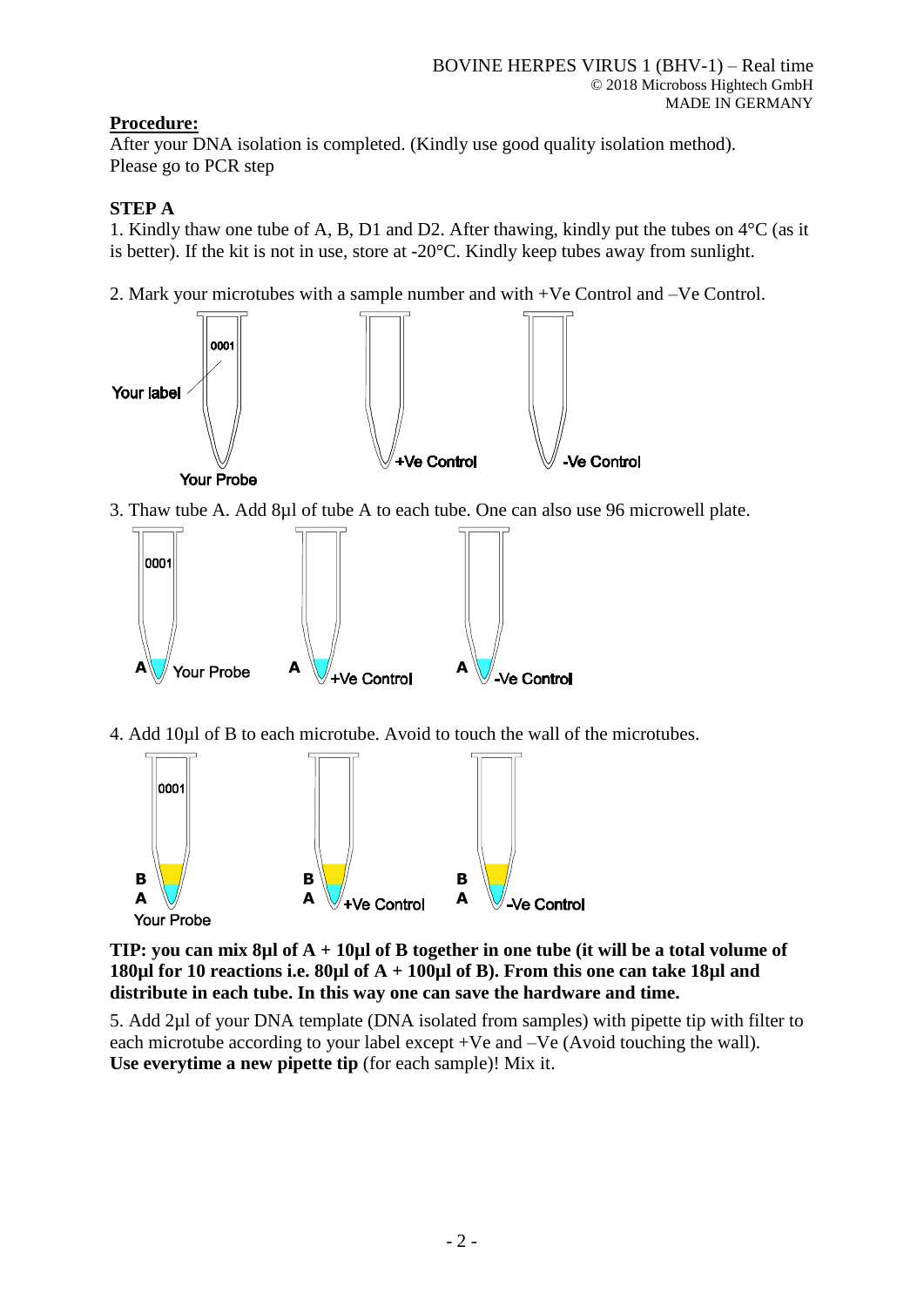**Procedure:**

After your DNA isolation is completed. (Kindly use good quality isolation method).
Please go to PCR step

**STEP A**

1. Kindly thaw one tube of A, B, D1 and D2. After thawing, kindly put the tubes on 4°C (as it is better). If the kit is not in use, store at -20°C. Kindly keep tubes away from sunlight.

2. Mark your microtubes with a sample number and with +Ve Control and –Ve Control.

3. Thaw tube A. Add 8µl of tube A to each tube. One can also use 96 microwell plate.

4. Add 10µl of B to each microtube. Avoid to touch the wall of the microtubes.

**TIP: you can mix 8µl of A + 10µl of B together in one tube (it will be a total volume of 180µl for 10 reactions i.e. 80µl of A + 100µl of B). From this one can take 18µl and distribute in each tube. In this way one can save the hardware and time.**

5. Add 2µl of your DNA template (DNA isolated from samples) with pipette tip with filter to each microtube according to your label except +Ve and –Ve (Avoid touching the wall).
**Use everytime a new pipette tip** (for each sample)! Mix it.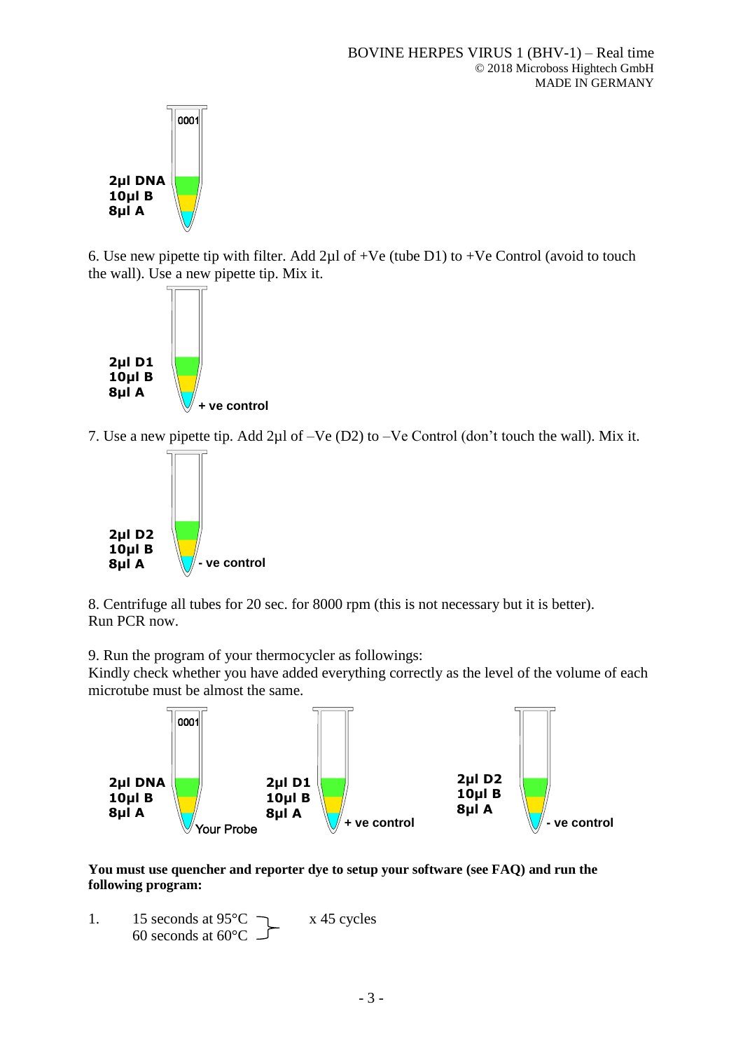0001

2µl DNA
10µl B
8µl A

6. Use new pipette tip with filter. Add 2µl of +Ve (tube D1) to +Ve Control (avoid to touch the wall). Use a new pipette tip. Mix it.

2µl D1
10µl B
8µl A
+ ve control

7. Use a new pipette tip. Add 2µl of –Ve (D2) to –Ve Control (don't touch the wall). Mix it.

2µl D2
10µl B
8µl A
- ve control

8. Centrifuge all tubes for 20 sec. for 8000 rpm (this is not necessary but it is better).
Run PCR now.

9. Run the program of your thermocycler as followings:
Kindly check whether you have added everything correctly as the level of the volume of each microtube must be almost the same.

| 0001 Your Probe | + ve control | - ve control |
|---|---|---|
| 2µl DNA | 2µl D1 | 2µl D2 |
| 10µl B | 10µl B | 10µl B |
| 8µl A | 8µl A | 8µl A |

**You must use quencher and reporter dye to setup your software (see FAQ) and run the following program:**

1. 15 seconds at 95°C
   60 seconds at 60°C
   x 45 cycles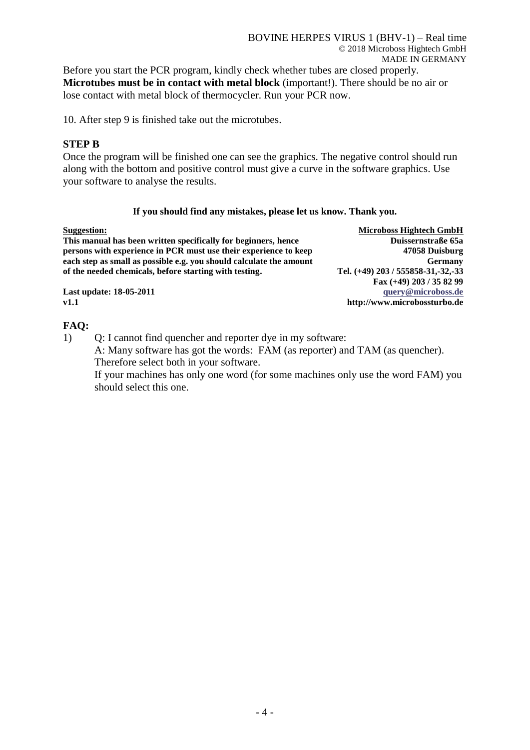Before you start the PCR program, kindly check whether tubes are closed properly. **Microtubes must be in contact with metal block** (important!). There should be no air or lose contact with metal block of thermocycler. Run your PCR now.

10. After step 9 is finished take out the microtubes.

**STEP B**

Once the program will be finished one can see the graphics. The negative control should run along with the bottom and positive control must give a curve in the software graphics. Use your software to analyse the results.

**If you should find any mistakes, please let us know. Thank you.**

**Suggestion:**
**This manual has been written specifically for beginners, hence persons with experience in PCR must use their experience to keep each step as small as possible e.g. you should calculate the amount of the needed chemicals, before starting with testing.**

**Last update: 18-05-2011**
**v1.1**

**Microboss Hightech GmbH**
**Duissernstraße 65a**
**47058 Duisburg**
**Germany**
**Tel. (+49) 203 / 555858-31,-32,-33**
**Fax (+49) 203 / 35 82 99**
**query@microboss.de**
**http://www.microbossturbo.de**

**FAQ:**

1) Q: I cannot find quencher and reporter dye in my software:
A: Many software has got the words: FAM (as reporter) and TAM (as quencher). Therefore select both in your software.
If your machines has only one word (for some machines only use the word FAM) you should select this one.